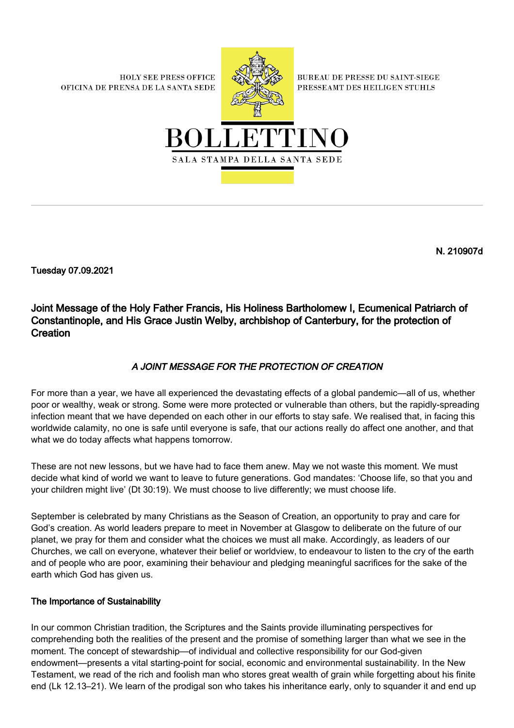HOLY SEE PRESS OFFICE
OFICINA DE PRENSA DE LA SANTA SEDE

BUREAU DE PRESSE DU SAINT-SIEGE
PRESSEAMT DES HEILIGEN STUHLS

# BOLLETTINO

SALA STAMPA DELLA SANTA SEDE

N. 210907d

Tuesday 07.09.2021

## Joint Message of the Holy Father Francis, His Holiness Bartholomew I, Ecumenical Patriarch of Constantinople, and His Grace Justin Welby, archbishop of Canterbury, for the protection of Creation

### *A JOINT MESSAGE FOR THE PROTECTION OF CREATION*

For more than a year, we have all experienced the devastating effects of a global pandemic—all of us, whether poor or wealthy, weak or strong. Some were more protected or vulnerable than others, but the rapidly-spreading infection meant that we have depended on each other in our efforts to stay safe. We realised that, in facing this worldwide calamity, no one is safe until everyone is safe, that our actions really do affect one another, and that what we do today affects what happens tomorrow.

These are not new lessons, but we have had to face them anew. May we not waste this moment. We must decide what kind of world we want to leave to future generations. God mandates: 'Choose life, so that you and your children might live' (Dt 30:19). We must choose to live differently; we must choose life.

September is celebrated by many Christians as the Season of Creation, an opportunity to pray and care for God's creation. As world leaders prepare to meet in November at Glasgow to deliberate on the future of our planet, we pray for them and consider what the choices we must all make. Accordingly, as leaders of our Churches, we call on everyone, whatever their belief or worldview, to endeavour to listen to the cry of the earth and of people who are poor, examining their behaviour and pledging meaningful sacrifices for the sake of the earth which God has given us.

### The Importance of Sustainability

In our common Christian tradition, the Scriptures and the Saints provide illuminating perspectives for comprehending both the realities of the present and the promise of something larger than what we see in the moment. The concept of stewardship—of individual and collective responsibility for our God-given endowment—presents a vital starting-point for social, economic and environmental sustainability. In the New Testament, we read of the rich and foolish man who stores great wealth of grain while forgetting about his finite end (Lk 12.13–21). We learn of the prodigal son who takes his inheritance early, only to squander it and end up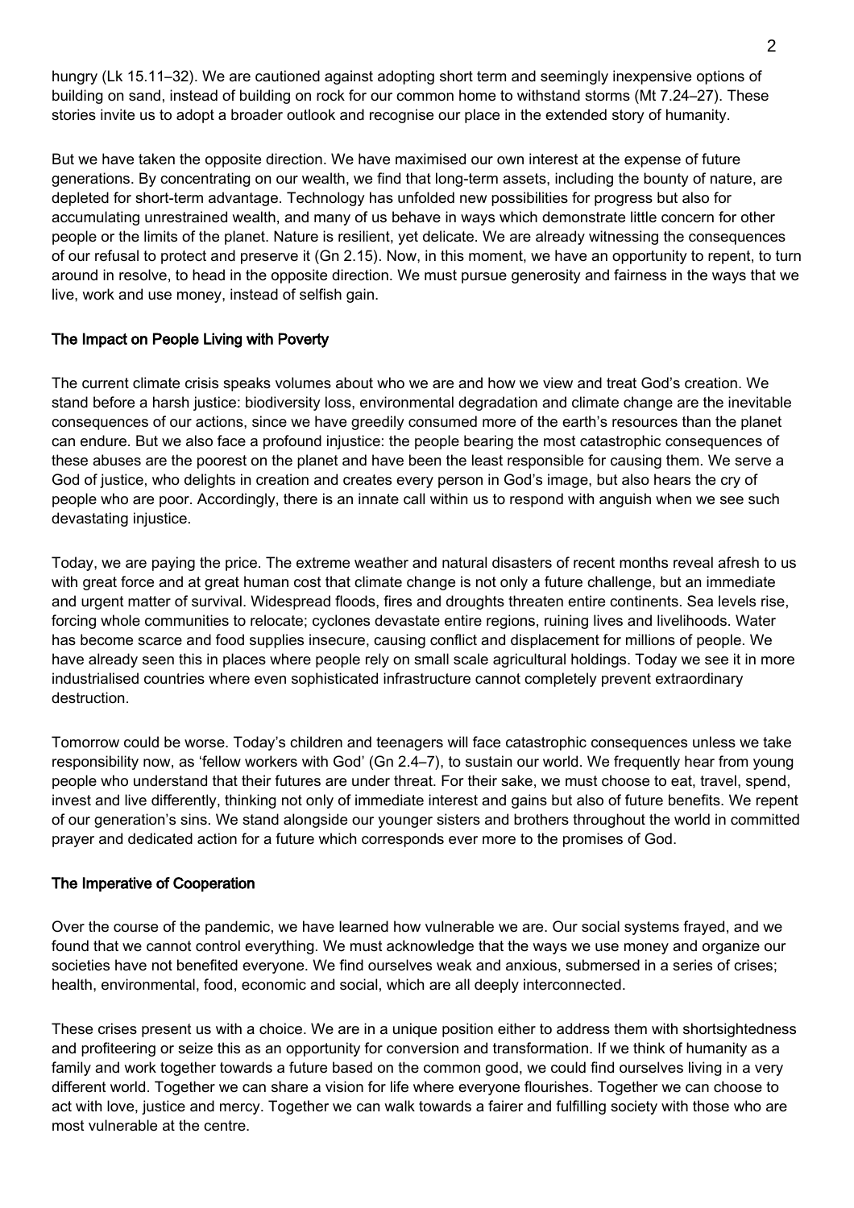hungry (Lk 15.11–32). We are cautioned against adopting short term and seemingly inexpensive options of building on sand, instead of building on rock for our common home to withstand storms (Mt 7.24–27). These stories invite us to adopt a broader outlook and recognise our place in the extended story of humanity.

But we have taken the opposite direction. We have maximised our own interest at the expense of future generations. By concentrating on our wealth, we find that long-term assets, including the bounty of nature, are depleted for short-term advantage. Technology has unfolded new possibilities for progress but also for accumulating unrestrained wealth, and many of us behave in ways which demonstrate little concern for other people or the limits of the planet. Nature is resilient, yet delicate. We are already witnessing the consequences of our refusal to protect and preserve it (Gn 2.15). Now, in this moment, we have an opportunity to repent, to turn around in resolve, to head in the opposite direction. We must pursue generosity and fairness in the ways that we live, work and use money, instead of selfish gain.

## The Impact on People Living with Poverty

The current climate crisis speaks volumes about who we are and how we view and treat God's creation. We stand before a harsh justice: biodiversity loss, environmental degradation and climate change are the inevitable consequences of our actions, since we have greedily consumed more of the earth's resources than the planet can endure. But we also face a profound injustice: the people bearing the most catastrophic consequences of these abuses are the poorest on the planet and have been the least responsible for causing them. We serve a God of justice, who delights in creation and creates every person in God's image, but also hears the cry of people who are poor. Accordingly, there is an innate call within us to respond with anguish when we see such devastating injustice.

Today, we are paying the price. The extreme weather and natural disasters of recent months reveal afresh to us with great force and at great human cost that climate change is not only a future challenge, but an immediate and urgent matter of survival. Widespread floods, fires and droughts threaten entire continents. Sea levels rise, forcing whole communities to relocate; cyclones devastate entire regions, ruining lives and livelihoods. Water has become scarce and food supplies insecure, causing conflict and displacement for millions of people. We have already seen this in places where people rely on small scale agricultural holdings. Today we see it in more industrialised countries where even sophisticated infrastructure cannot completely prevent extraordinary destruction.

Tomorrow could be worse. Today's children and teenagers will face catastrophic consequences unless we take responsibility now, as 'fellow workers with God' (Gn 2.4–7), to sustain our world. We frequently hear from young people who understand that their futures are under threat. For their sake, we must choose to eat, travel, spend, invest and live differently, thinking not only of immediate interest and gains but also of future benefits. We repent of our generation's sins. We stand alongside our younger sisters and brothers throughout the world in committed prayer and dedicated action for a future which corresponds ever more to the promises of God.

## The Imperative of Cooperation

Over the course of the pandemic, we have learned how vulnerable we are. Our social systems frayed, and we found that we cannot control everything. We must acknowledge that the ways we use money and organize our societies have not benefited everyone. We find ourselves weak and anxious, submersed in a series of crises; health, environmental, food, economic and social, which are all deeply interconnected.

These crises present us with a choice. We are in a unique position either to address them with shortsightedness and profiteering or seize this as an opportunity for conversion and transformation. If we think of humanity as a family and work together towards a future based on the common good, we could find ourselves living in a very different world. Together we can share a vision for life where everyone flourishes. Together we can choose to act with love, justice and mercy. Together we can walk towards a fairer and fulfilling society with those who are most vulnerable at the centre.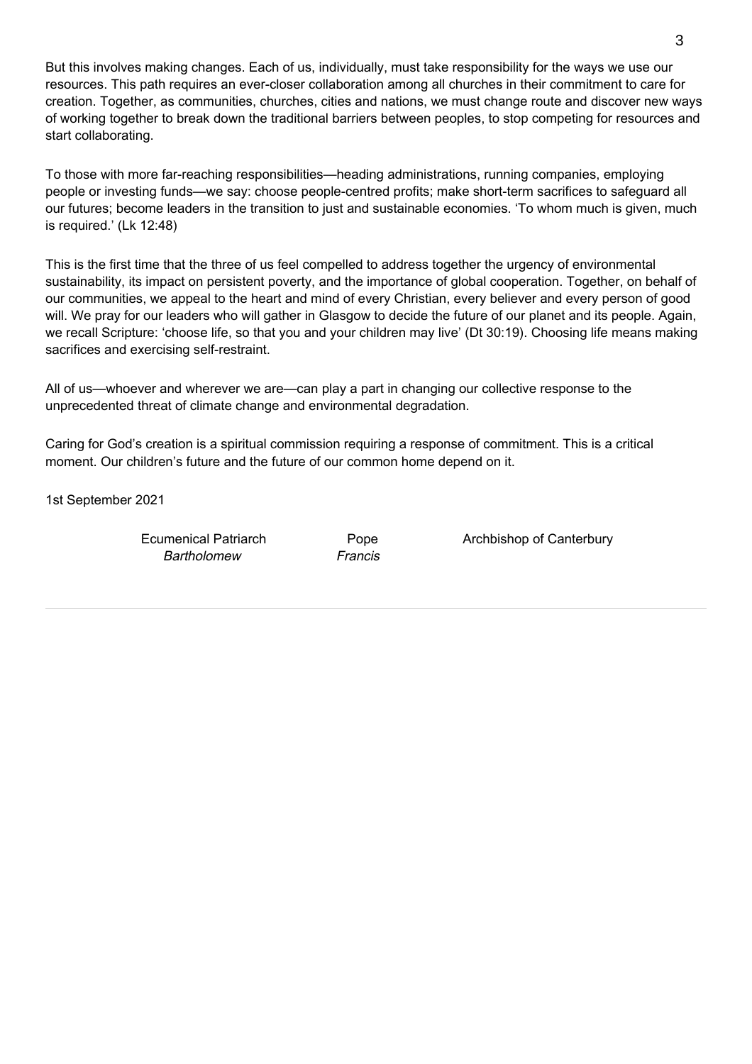But this involves making changes. Each of us, individually, must take responsibility for the ways we use our resources. This path requires an ever-closer collaboration among all churches in their commitment to care for creation. Together, as communities, churches, cities and nations, we must change route and discover new ways of working together to break down the traditional barriers between peoples, to stop competing for resources and start collaborating.

To those with more far-reaching responsibilities—heading administrations, running companies, employing people or investing funds—we say: choose people-centred profits; make short-term sacrifices to safeguard all our futures; become leaders in the transition to just and sustainable economies. 'To whom much is given, much is required.' (Lk 12:48)

This is the first time that the three of us feel compelled to address together the urgency of environmental sustainability, its impact on persistent poverty, and the importance of global cooperation. Together, on behalf of our communities, we appeal to the heart and mind of every Christian, every believer and every person of good will. We pray for our leaders who will gather in Glasgow to decide the future of our planet and its people. Again, we recall Scripture: 'choose life, so that you and your children may live' (Dt 30:19). Choosing life means making sacrifices and exercising self-restraint.

All of us—whoever and wherever we are—can play a part in changing our collective response to the unprecedented threat of climate change and environmental degradation.

Caring for God's creation is a spiritual commission requiring a response of commitment. This is a critical moment. Our children's future and the future of our common home depend on it.

1st September 2021

Ecumenical Patriarch
*Bartholomew*

Pope
*Francis*

Archbishop of Canterbury

---